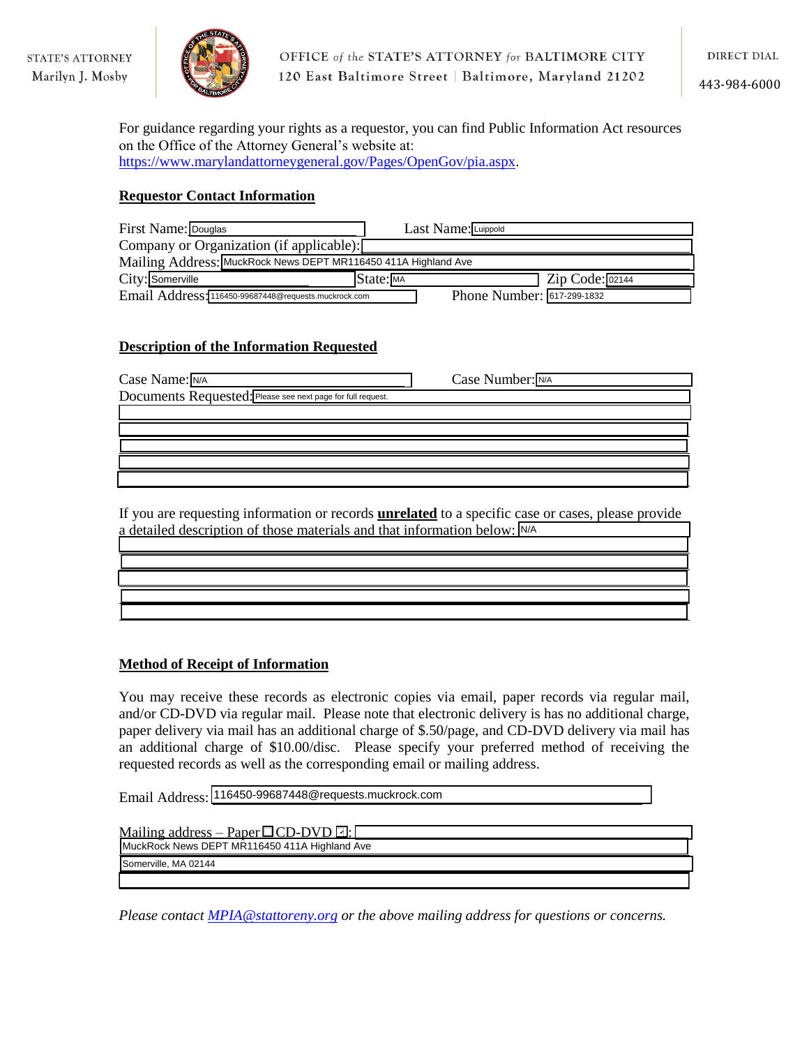STATE'S ATTORNEY
Marilyn J. Mosby

OFFICE *of the* STATE'S ATTORNEY *for* BALTIMORE CITY
120 East Baltimore Street | Baltimore, Maryland 21202

DIRECT DIAL
443-984-6000

For guidance regarding your rights as a requestor, you can find Public Information Act resources on the Office of the Attorney General's website at: https://www.marylandattorneygeneral.gov/Pages/OpenGov/pia.aspx.

## Requestor Contact Information

First Name: Douglas Last Name: Luippold
Company or Organization (if applicable):
Mailing Address: MuckRock News DEPT MR116450 411A Highland Ave
City: Somerville State: MA Zip Code: 02144
Email Address: 116450-99687448@requests.muckrock.com Phone Number: 617-299-1832

## Description of the Information Requested

Case Name: N/A Case Number: N/A
Documents Requested: Please see next page for full request.

If you are requesting information or records **unrelated** to a specific case or cases, please provide a detailed description of those materials and that information below: N/A

## Method of Receipt of Information

You may receive these records as electronic copies via email, paper records via regular mail, and/or CD-DVD via regular mail. Please note that electronic delivery is has no additional charge, paper delivery via mail has an additional charge of $.50/page, and CD-DVD delivery via mail has an additional charge of $10.00/disc. Please specify your preferred method of receiving the requested records as well as the corresponding email or mailing address.

Email Address: 116450-99687448@requests.muckrock.com

Mailing address – Paper ☐ CD-DVD ☑:
MuckRock News DEPT MR116450 411A Highland Ave
Somerville, MA 02144

*Please contact MPIA@stattoreny.org or the above mailing address for questions or concerns.*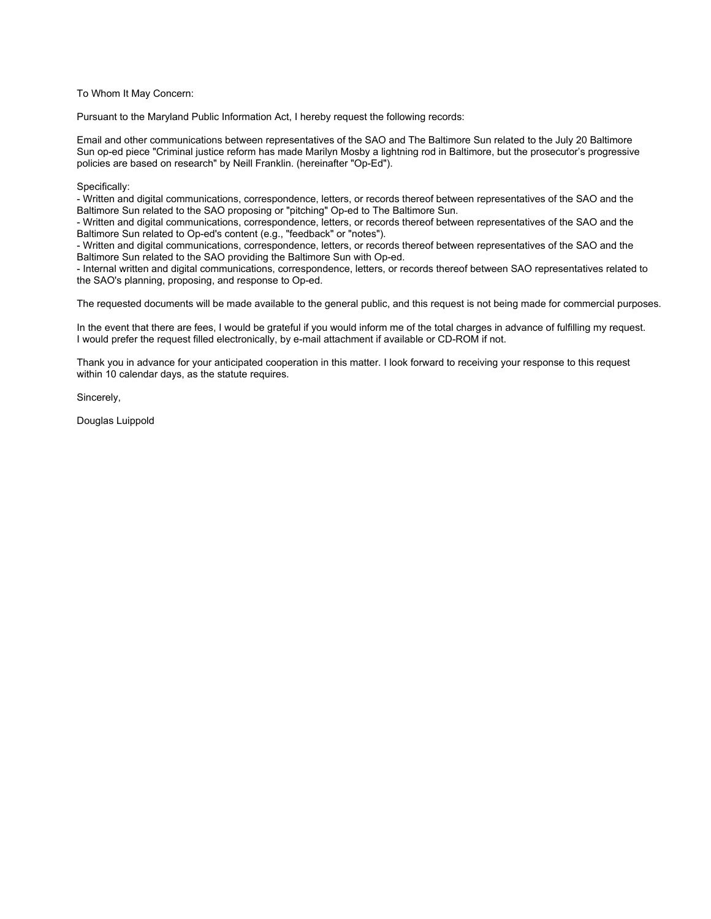To Whom It May Concern:

Pursuant to the Maryland Public Information Act, I hereby request the following records:

Email and other communications between representatives of the SAO and The Baltimore Sun related to the July 20 Baltimore Sun op-ed piece "Criminal justice reform has made Marilyn Mosby a lightning rod in Baltimore, but the prosecutor's progressive policies are based on research" by Neill Franklin. (hereinafter "Op-Ed").

Specifically:

- Written and digital communications, correspondence, letters, or records thereof between representatives of the SAO and the Baltimore Sun related to the SAO proposing or "pitching" Op-ed to The Baltimore Sun.
- Written and digital communications, correspondence, letters, or records thereof between representatives of the SAO and the Baltimore Sun related to Op-ed's content (e.g., "feedback" or "notes").
- Written and digital communications, correspondence, letters, or records thereof between representatives of the SAO and the Baltimore Sun related to the SAO providing the Baltimore Sun with Op-ed.
- Internal written and digital communications, correspondence, letters, or records thereof between SAO representatives related to the SAO's planning, proposing, and response to Op-ed.

The requested documents will be made available to the general public, and this request is not being made for commercial purposes.

In the event that there are fees, I would be grateful if you would inform me of the total charges in advance of fulfilling my request. I would prefer the request filled electronically, by e-mail attachment if available or CD-ROM if not.

Thank you in advance for your anticipated cooperation in this matter. I look forward to receiving your response to this request within 10 calendar days, as the statute requires.

Sincerely,

Douglas Luippold